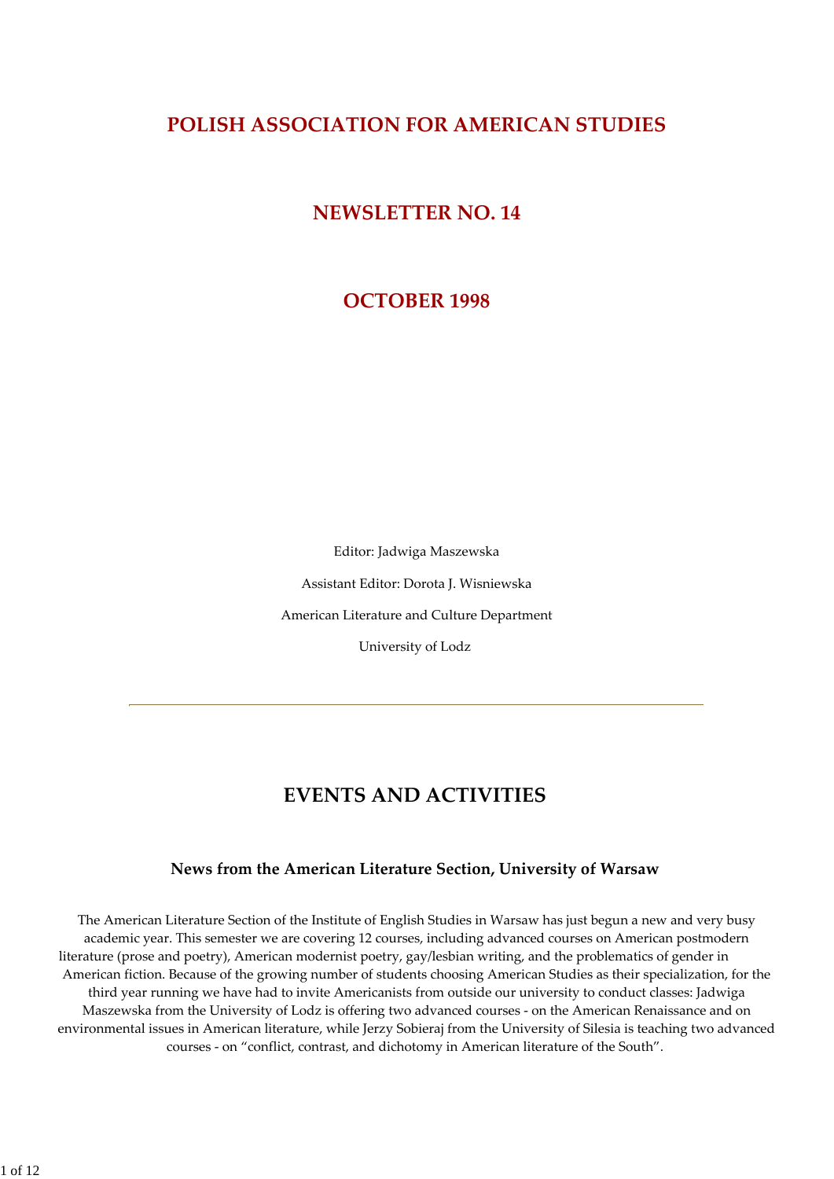# POLISH ASSOCIATION FOR AMERICAN STUDIES

## NEWSLETTER NO. 14

## OCTOBER 1998

Editor: Jadwiga Maszewska

Assistant Editor: Dorota J. Wisniewska

American Literature and Culture Department

University of Lodz

---

## EVENTS AND ACTIVITIES

### News from the American Literature Section, University of Warsaw

The American Literature Section of the Institute of English Studies in Warsaw has just begun a new and very busy academic year. This semester we are covering 12 courses, including advanced courses on American postmodern literature (prose and poetry), American modernist poetry, gay/lesbian writing, and the problematics of gender in American fiction. Because of the growing number of students choosing American Studies as their specialization, for the third year running we have had to invite Americanists from outside our university to conduct classes: Jadwiga Maszewska from the University of Lodz is offering two advanced courses - on the American Renaissance and on environmental issues in American literature, while Jerzy Sobieraj from the University of Silesia is teaching two advanced courses - on "conflict, contrast, and dichotomy in American literature of the South".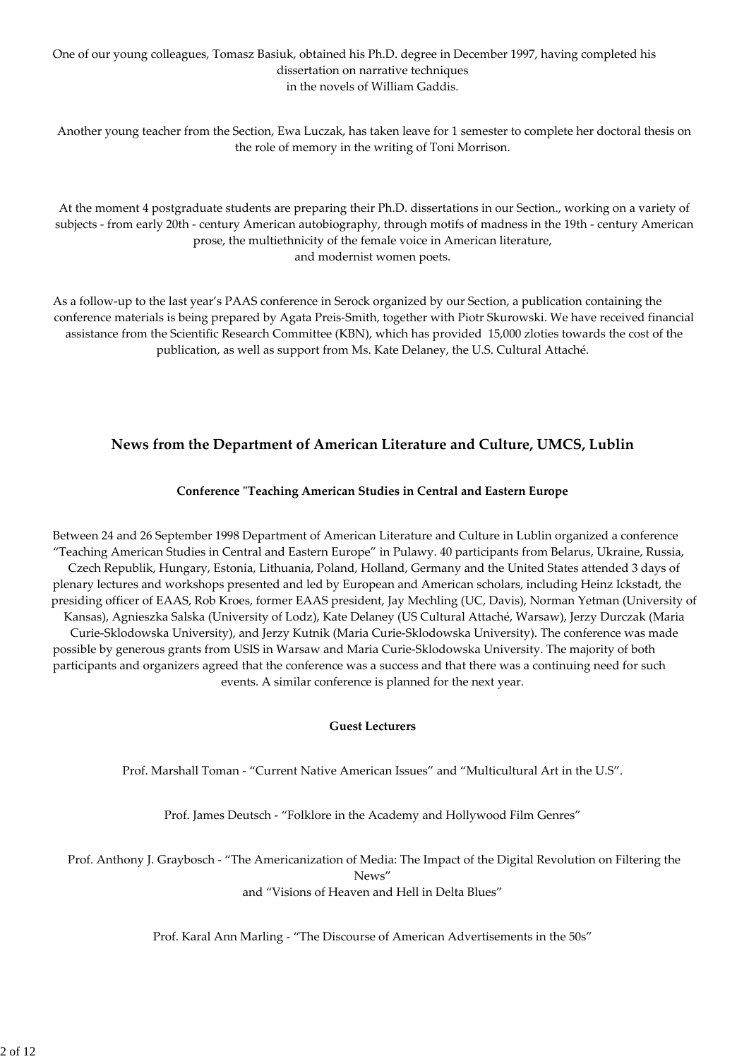One of our young colleagues, Tomasz Basiuk, obtained his Ph.D. degree in December 1997, having completed his dissertation on narrative techniques in the novels of William Gaddis.

Another young teacher from the Section, Ewa Luczak, has taken leave for 1 semester to complete her doctoral thesis on the role of memory in the writing of Toni Morrison.

At the moment 4 postgraduate students are preparing their Ph.D. dissertations in our Section., working on a variety of subjects - from early 20th - century American autobiography, through motifs of madness in the 19th - century American prose, the multiethnicity of the female voice in American literature, and modernist women poets.

As a follow-up to the last year's PAAS conference in Serock organized by our Section, a publication containing the conference materials is being prepared by Agata Preis-Smith, together with Piotr Skurowski. We have received financial assistance from the Scientific Research Committee (KBN), which has provided 15,000 zloties towards the cost of the publication, as well as support from Ms. Kate Delaney, the U.S. Cultural Attaché.

## News from the Department of American Literature and Culture, UMCS, Lublin

### Conference "Teaching American Studies in Central and Eastern Europe

Between 24 and 26 September 1998 Department of American Literature and Culture in Lublin organized a conference "Teaching American Studies in Central and Eastern Europe" in Pulawy. 40 participants from Belarus, Ukraine, Russia, Czech Republik, Hungary, Estonia, Lithuania, Poland, Holland, Germany and the United States attended 3 days of plenary lectures and workshops presented and led by European and American scholars, including Heinz Ickstadt, the presiding officer of EAAS, Rob Kroes, former EAAS president, Jay Mechling (UC, Davis), Norman Yetman (University of Kansas), Agnieszka Salska (University of Lodz), Kate Delaney (US Cultural Attaché, Warsaw), Jerzy Durczak (Maria Curie-Sklodowska University), and Jerzy Kutnik (Maria Curie-Sklodowska University). The conference was made possible by generous grants from USIS in Warsaw and Maria Curie-Sklodowska University. The majority of both participants and organizers agreed that the conference was a success and that there was a continuing need for such events. A similar conference is planned for the next year.

### Guest Lecturers

Prof. Marshall Toman - "Current Native American Issues" and "Multicultural Art in the U.S".

Prof. James Deutsch - "Folklore in the Academy and Hollywood Film Genres"

Prof. Anthony J. Graybosch - "The Americanization of Media: The Impact of the Digital Revolution on Filtering the News" and "Visions of Heaven and Hell in Delta Blues"

Prof. Karal Ann Marling - "The Discourse of American Advertisements in the 50s"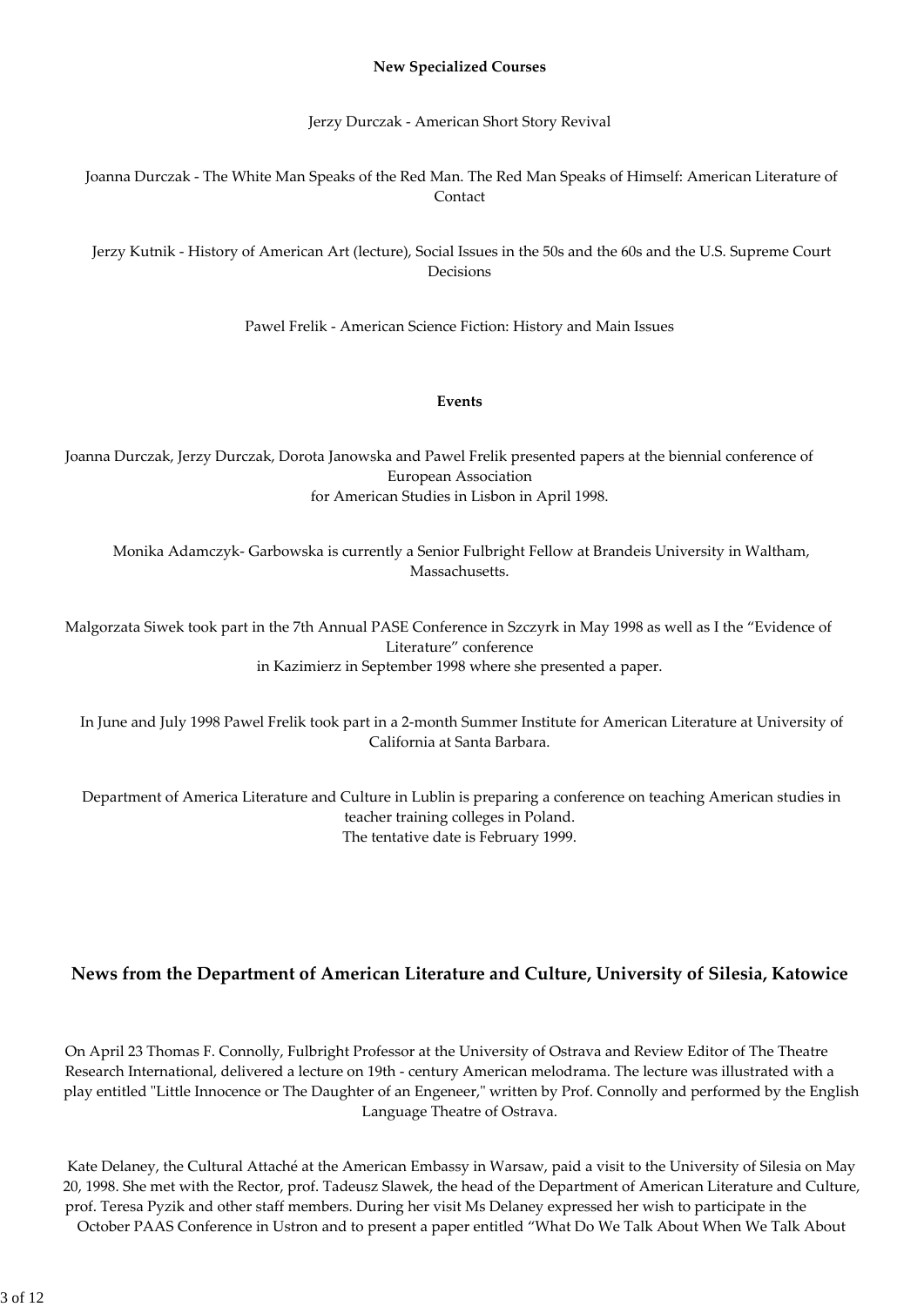**New Specialized Courses**

Jerzy Durczak - American Short Story Revival

Joanna Durczak - The White Man Speaks of the Red Man. The Red Man Speaks of Himself: American Literature of Contact

Jerzy Kutnik - History of American Art (lecture), Social Issues in the 50s and the 60s and the U.S. Supreme Court Decisions

Pawel Frelik - American Science Fiction: History and Main Issues

**Events**

Joanna Durczak, Jerzy Durczak, Dorota Janowska and Pawel Frelik presented papers at the biennial conference of European Association for American Studies in Lisbon in April 1998.

Monika Adamczyk- Garbowska is currently a Senior Fulbright Fellow at Brandeis University in Waltham, Massachusetts.

Malgorzata Siwek took part in the 7th Annual PASE Conference in Szczyrk in May 1998 as well as I the “Evidence of Literature” conference in Kazimierz in September 1998 where she presented a paper.

In June and July 1998 Pawel Frelik took part in a 2-month Summer Institute for American Literature at University of California at Santa Barbara.

Department of America Literature and Culture in Lublin is preparing a conference on teaching American studies in teacher training colleges in Poland.
The tentative date is February 1999.

## News from the Department of American Literature and Culture, University of Silesia, Katowice

On April 23 Thomas F. Connolly, Fulbright Professor at the University of Ostrava and Review Editor of The Theatre Research International, delivered a lecture on 19th - century American melodrama. The lecture was illustrated with a play entitled "Little Innocence or The Daughter of an Engeneer," written by Prof. Connolly and performed by the English Language Theatre of Ostrava.

Kate Delaney, the Cultural Attaché at the American Embassy in Warsaw, paid a visit to the University of Silesia on May 20, 1998. She met with the Rector, prof. Tadeusz Slawek, the head of the Department of American Literature and Culture, prof. Teresa Pyzik and other staff members. During her visit Ms Delaney expressed her wish to participate in the October PAAS Conference in Ustron and to present a paper entitled “What Do We Talk About When We Talk About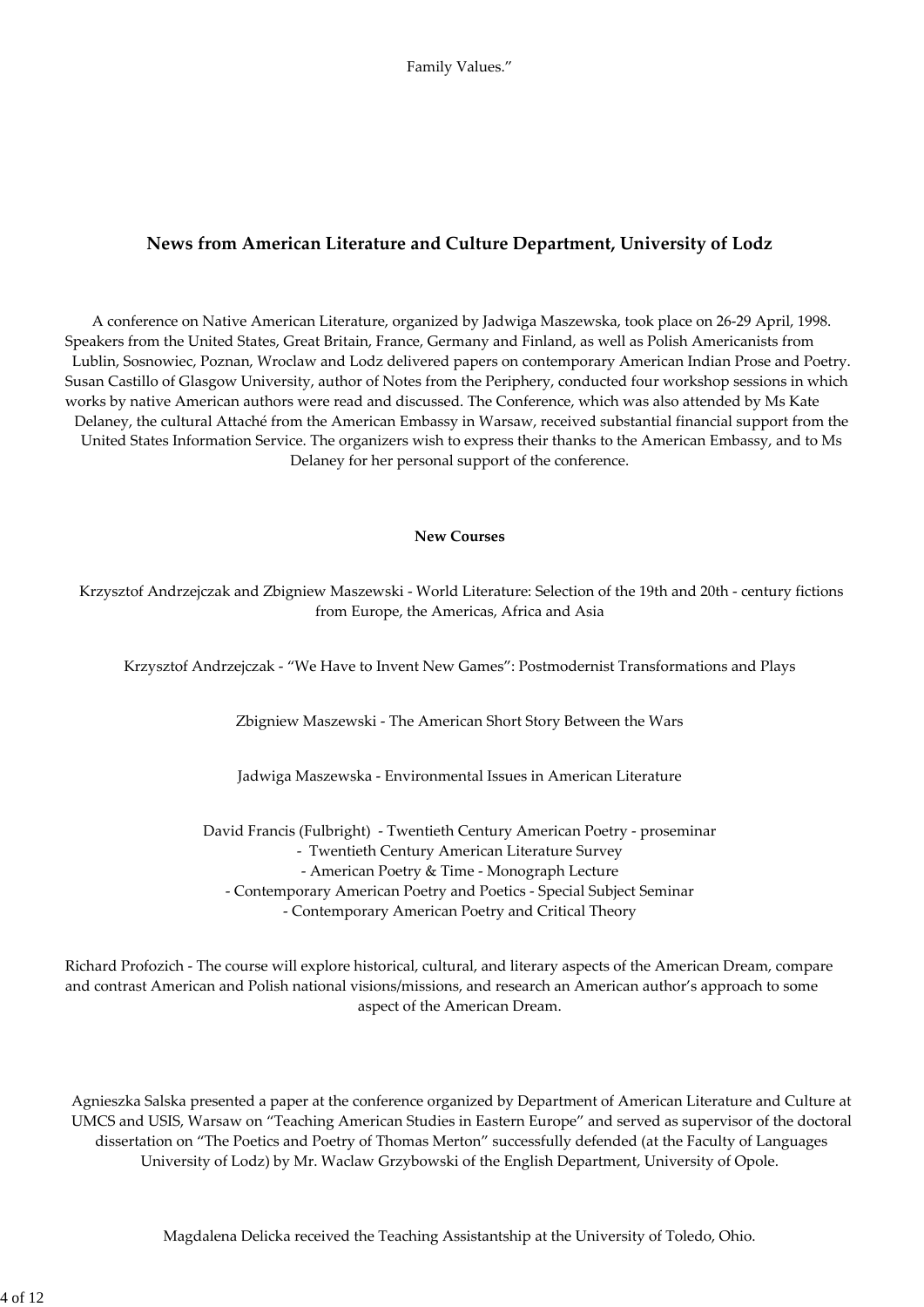Family Values."

## News from American Literature and Culture Department, University of Lodz

A conference on Native American Literature, organized by Jadwiga Maszewska, took place on 26-29 April, 1998. Speakers from the United States, Great Britain, France, Germany and Finland, as well as Polish Americanists from Lublin, Sosnowiec, Poznan, Wroclaw and Lodz delivered papers on contemporary American Indian Prose and Poetry. Susan Castillo of Glasgow University, author of Notes from the Periphery, conducted four workshop sessions in which works by native American authors were read and discussed. The Conference, which was also attended by Ms Kate Delaney, the cultural Attaché from the American Embassy in Warsaw, received substantial financial support from the United States Information Service. The organizers wish to express their thanks to the American Embassy, and to Ms Delaney for her personal support of the conference.

**New Courses**

Krzysztof Andrzejczak and Zbigniew Maszewski - World Literature: Selection of the 19th and 20th - century fictions from Europe, the Americas, Africa and Asia

Krzysztof Andrzejczak - "We Have to Invent New Games": Postmodernist Transformations and Plays

Zbigniew Maszewski - The American Short Story Between the Wars

Jadwiga Maszewska - Environmental Issues in American Literature

David Francis (Fulbright) - Twentieth Century American Poetry - proseminar
- Twentieth Century American Literature Survey
- American Poetry & Time - Monograph Lecture
- Contemporary American Poetry and Poetics - Special Subject Seminar
- Contemporary American Poetry and Critical Theory

Richard Profozich - The course will explore historical, cultural, and literary aspects of the American Dream, compare and contrast American and Polish national visions/missions, and research an American author's approach to some aspect of the American Dream.

Agnieszka Salska presented a paper at the conference organized by Department of American Literature and Culture at UMCS and USIS, Warsaw on "Teaching American Studies in Eastern Europe" and served as supervisor of the doctoral dissertation on "The Poetics and Poetry of Thomas Merton" successfully defended (at the Faculty of Languages University of Lodz) by Mr. Waclaw Grzybowski of the English Department, University of Opole.

Magdalena Delicka received the Teaching Assistantship at the University of Toledo, Ohio.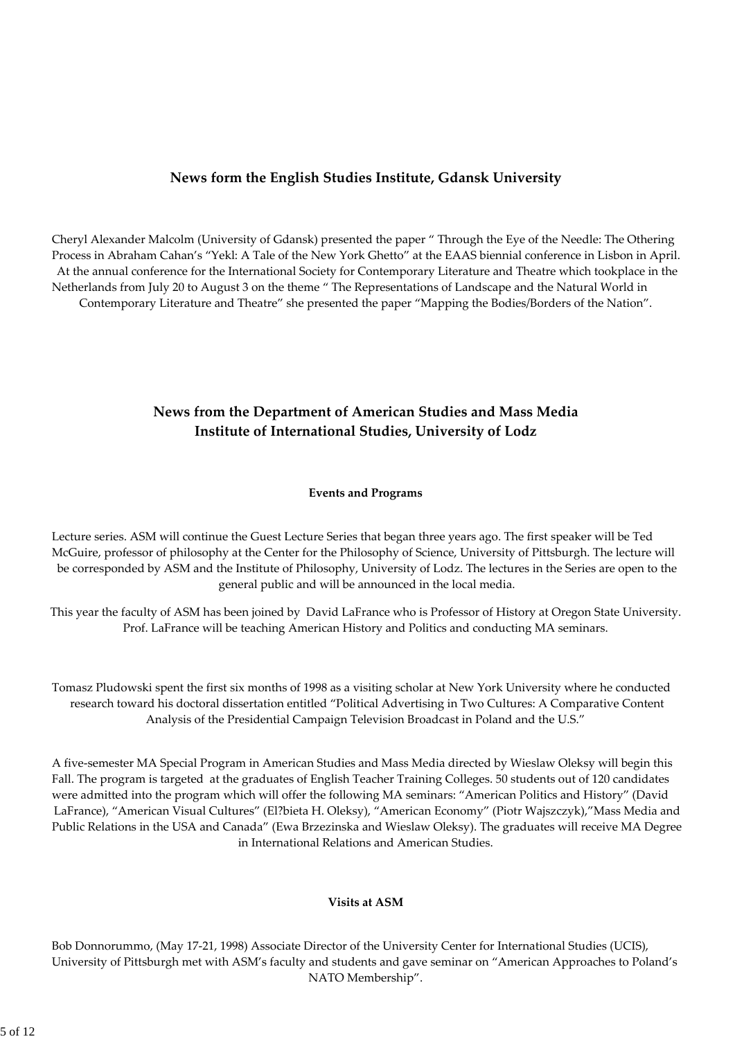## News form the English Studies Institute, Gdansk University

Cheryl Alexander Malcolm (University of Gdansk) presented the paper " Through the Eye of the Needle: The Othering Process in Abraham Cahan's "Yekl: A Tale of the New York Ghetto" at the EAAS biennial conference in Lisbon in April. At the annual conference for the International Society for Contemporary Literature and Theatre which tookplace in the Netherlands from July 20 to August 3 on the theme " The Representations of Landscape and the Natural World in Contemporary Literature and Theatre" she presented the paper "Mapping the Bodies/Borders of the Nation".

## News from the Department of American Studies and Mass Media
## Institute of International Studies, University of Lodz

### Events and Programs

Lecture series. ASM will continue the Guest Lecture Series that began three years ago. The first speaker will be Ted McGuire, professor of philosophy at the Center for the Philosophy of Science, University of Pittsburgh. The lecture will be corresponded by ASM and the Institute of Philosophy, University of Lodz. The lectures in the Series are open to the general public and will be announced in the local media.

This year the faculty of ASM has been joined by David LaFrance who is Professor of History at Oregon State University. Prof. LaFrance will be teaching American History and Politics and conducting MA seminars.

Tomasz Pludowski spent the first six months of 1998 as a visiting scholar at New York University where he conducted research toward his doctoral dissertation entitled "Political Advertising in Two Cultures: A Comparative Content Analysis of the Presidential Campaign Television Broadcast in Poland and the U.S."

A five-semester MA Special Program in American Studies and Mass Media directed by Wieslaw Oleksy will begin this Fall. The program is targeted at the graduates of English Teacher Training Colleges. 50 students out of 120 candidates were admitted into the program which will offer the following MA seminars: "American Politics and History" (David LaFrance), "American Visual Cultures" (El?bieta H. Oleksy), "American Economy" (Piotr Wajszczyk),"Mass Media and Public Relations in the USA and Canada" (Ewa Brzezinska and Wieslaw Oleksy). The graduates will receive MA Degree in International Relations and American Studies.

### Visits at ASM

Bob Donnorummo, (May 17-21, 1998) Associate Director of the University Center for International Studies (UCIS), University of Pittsburgh met with ASM's faculty and students and gave seminar on "American Approaches to Poland's NATO Membership".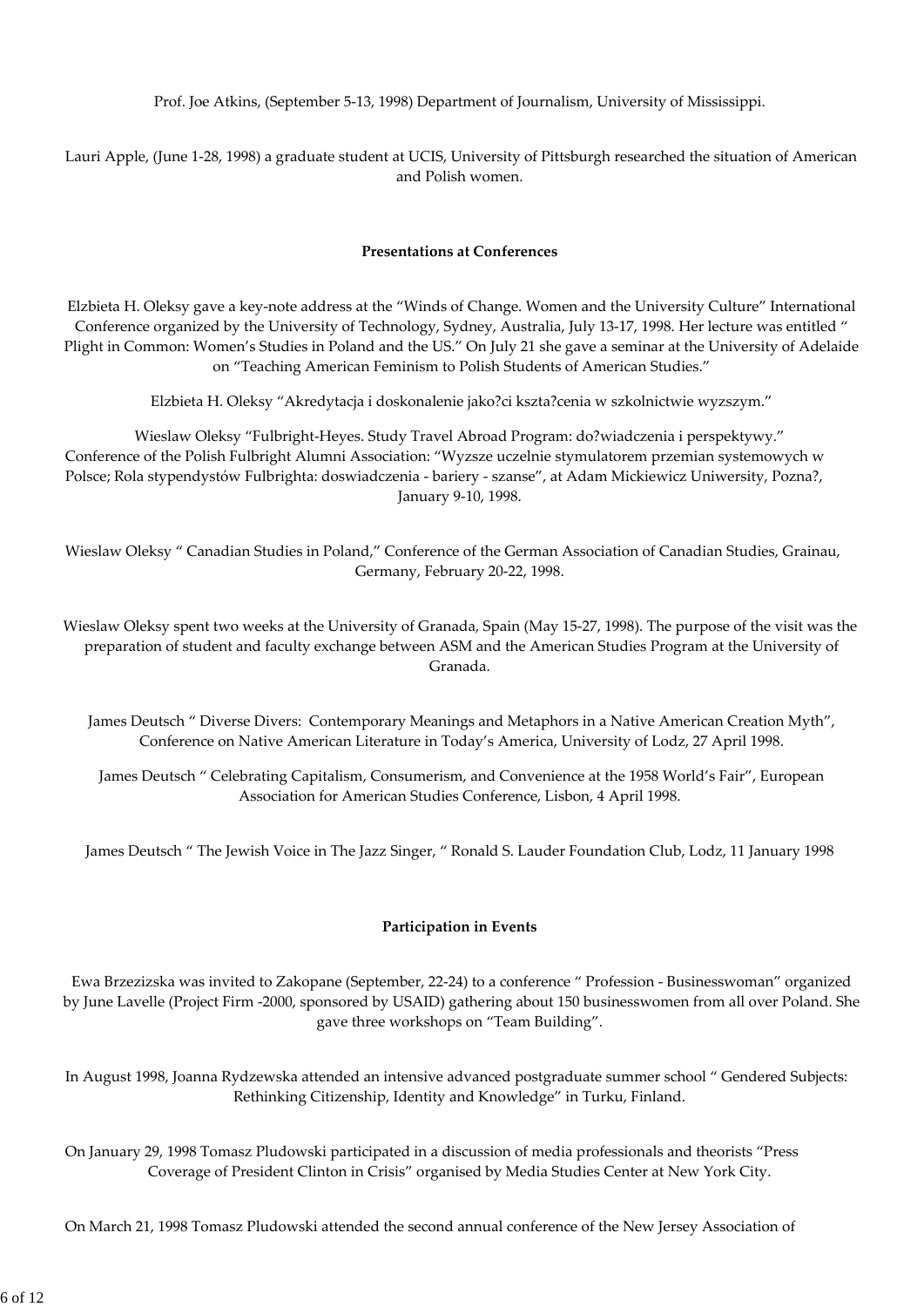Prof. Joe Atkins, (September 5-13, 1998) Department of Journalism, University of Mississippi.

Lauri Apple, (June 1-28, 1998) a graduate student at UCIS, University of Pittsburgh researched the situation of American and Polish women.

**Presentations at Conferences**

Elzbieta H. Oleksy gave a key-note address at the "Winds of Change. Women and the University Culture" International Conference organized by the University of Technology, Sydney, Australia, July 13-17, 1998. Her lecture was entitled " Plight in Common: Women's Studies in Poland and the US." On July 21 she gave a seminar at the University of Adelaide on "Teaching American Feminism to Polish Students of American Studies."

Elzbieta H. Oleksy "Akredytacja i doskonalenie jako?ci kszta?cenia w szkolnictwie wyzszym."

Wieslaw Oleksy "Fulbright-Heyes. Study Travel Abroad Program: do?wiadczenia i perspektywy." Conference of the Polish Fulbright Alumni Association: "Wyzsze uczelnie stymulatorem przemian systemowych w Polsce; Rola stypendystów Fulbrighta: doswiadczenia - bariery - szanse", at Adam Mickiewicz Uniwersity, Pozna?, January 9-10, 1998.

Wieslaw Oleksy " Canadian Studies in Poland," Conference of the German Association of Canadian Studies, Grainau, Germany, February 20-22, 1998.

Wieslaw Oleksy spent two weeks at the University of Granada, Spain (May 15-27, 1998). The purpose of the visit was the preparation of student and faculty exchange between ASM and the American Studies Program at the University of Granada.

James Deutsch " Diverse Divers: Contemporary Meanings and Metaphors in a Native American Creation Myth", Conference on Native American Literature in Today's America, University of Lodz, 27 April 1998.

James Deutsch " Celebrating Capitalism, Consumerism, and Convenience at the 1958 World's Fair", European Association for American Studies Conference, Lisbon, 4 April 1998.

James Deutsch " The Jewish Voice in The Jazz Singer, " Ronald S. Lauder Foundation Club, Lodz, 11 January 1998

**Participation in Events**

Ewa Brzezizska was invited to Zakopane (September, 22-24) to a conference " Profession - Businesswoman" organized by June Lavelle (Project Firm -2000, sponsored by USAID) gathering about 150 businesswomen from all over Poland. She gave three workshops on "Team Building".

In August 1998, Joanna Rydzewska attended an intensive advanced postgraduate summer school " Gendered Subjects: Rethinking Citizenship, Identity and Knowledge" in Turku, Finland.

On January 29, 1998 Tomasz Pludowski participated in a discussion of media professionals and theorists "Press Coverage of President Clinton in Crisis" organised by Media Studies Center at New York City.

On March 21, 1998 Tomasz Pludowski attended the second annual conference of the New Jersey Association of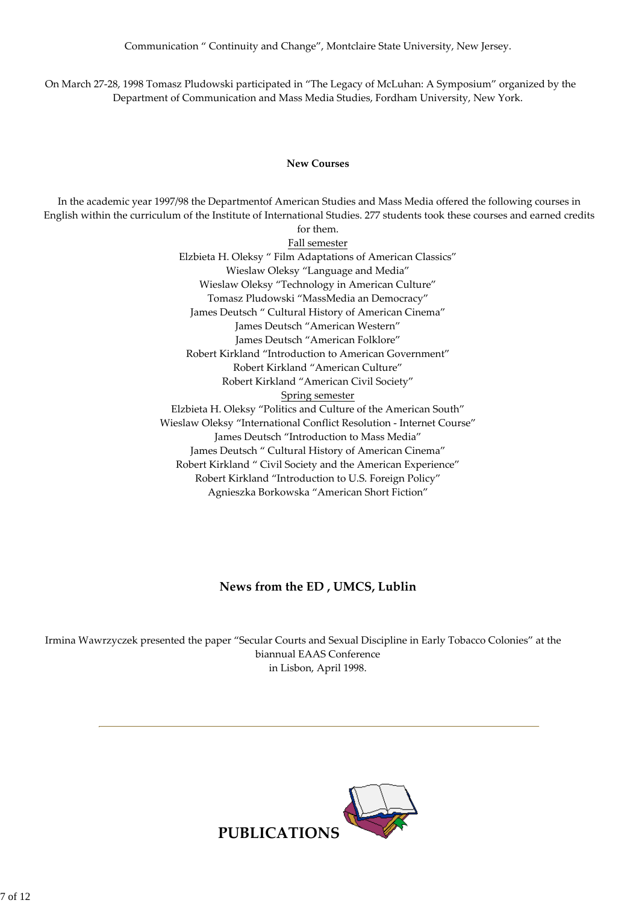Communication " Continuity and Change", Montclaire State University, New Jersey.

On March 27-28, 1998 Tomasz Pludowski participated in "The Legacy of McLuhan: A Symposium" organized by the Department of Communication and Mass Media Studies, Fordham University, New York.

### New Courses

In the academic year 1997/98 the Departmentof American Studies and Mass Media offered the following courses in English within the curriculum of the Institute of International Studies. 277 students took these courses and earned credits for them.

Fall semester

Elzbieta H. Oleksy " Film Adaptations of American Classics"
Wieslaw Oleksy "Language and Media"
Wieslaw Oleksy "Technology in American Culture"
Tomasz Pludowski "MassMedia an Democracy"
James Deutsch " Cultural History of American Cinema"
James Deutsch "American Western"
James Deutsch "American Folklore"
Robert Kirkland "Introduction to American Government"
Robert Kirkland "American Culture"
Robert Kirkland "American Civil Society"

Spring semester

Elzbieta H. Oleksy "Politics and Culture of the American South"
Wieslaw Oleksy "International Conflict Resolution - Internet Course"
James Deutsch "Introduction to Mass Media"
James Deutsch " Cultural History of American Cinema"
Robert Kirkland " Civil Society and the American Experience"
Robert Kirkland "Introduction to U.S. Foreign Policy"
Agnieszka Borkowska "American Short Fiction"

## News from the ED , UMCS, Lublin

Irmina Wawrzyczek presented the paper "Secular Courts and Sexual Discipline in Early Tobacco Colonies" at the biannual EAAS Conference in Lisbon, April 1998.

---

## PUBLICATIONS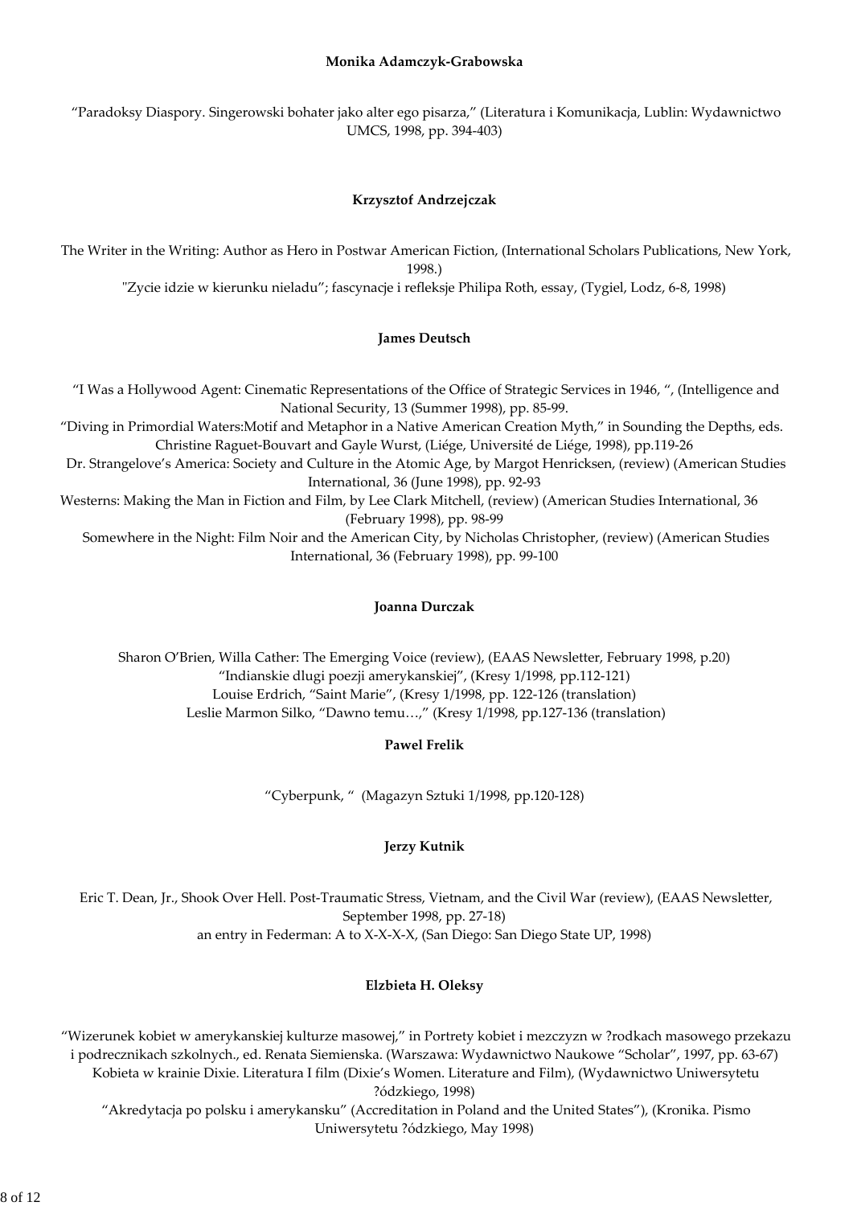**Monika Adamczyk-Grabowska**

“Paradoksy Diaspory. Singerowski bohater jako alter ego pisarza,” (Literatura i Komunikacja, Lublin: Wydawnictwo UMCS, 1998, pp. 394-403)

**Krzysztof Andrzejczak**

The Writer in the Writing: Author as Hero in Postwar American Fiction, (International Scholars Publications, New York, 1998.)

"Zycie idzie w kierunku nieladu”; fascynacje i refleksje Philipa Roth, essay, (Tygiel, Lodz, 6-8, 1998)

**James Deutsch**

“I Was a Hollywood Agent: Cinematic Representations of the Office of Strategic Services in 1946, “, (Intelligence and National Security, 13 (Summer 1998), pp. 85-99.

“Diving in Primordial Waters:Motif and Metaphor in a Native American Creation Myth,” in Sounding the Depths, eds. Christine Raguet-Bouvart and Gayle Wurst, (Liége, Université de Liége, 1998), pp.119-26

Dr. Strangelove’s America: Society and Culture in the Atomic Age, by Margot Henricksen, (review) (American Studies International, 36 (June 1998), pp. 92-93

Westerns: Making the Man in Fiction and Film, by Lee Clark Mitchell, (review) (American Studies International, 36 (February 1998), pp. 98-99

Somewhere in the Night: Film Noir and the American City, by Nicholas Christopher, (review) (American Studies International, 36 (February 1998), pp. 99-100

**Joanna Durczak**

Sharon O’Brien, Willa Cather: The Emerging Voice (review), (EAAS Newsletter, February 1998, p.20)

“Indianskie dlugi poezji amerykanskiej”, (Kresy 1/1998, pp.112-121)

Louise Erdrich, “Saint Marie”, (Kresy 1/1998, pp. 122-126 (translation)

Leslie Marmon Silko, “Dawno temu…,” (Kresy 1/1998, pp.127-136 (translation)

**Pawel Frelik**

“Cyberpunk, “ (Magazyn Sztuki 1/1998, pp.120-128)

**Jerzy Kutnik**

Eric T. Dean, Jr., Shook Over Hell. Post-Traumatic Stress, Vietnam, and the Civil War (review), (EAAS Newsletter, September 1998, pp. 27-18)

an entry in Federman: A to X-X-X-X, (San Diego: San Diego State UP, 1998)

**Elzbieta H. Oleksy**

“Wizerunek kobiet w amerykanskiej kulturze masowej,” in Portrety kobiet i mezczyzn w ?rodkach masowego przekazu i podrecznikach szkolnych., ed. Renata Siemienska. (Warszawa: Wydawnictwo Naukowe “Scholar”, 1997, pp. 63-67)

Kobieta w krainie Dixie. Literatura I film (Dixie’s Women. Literature and Film), (Wydawnictwo Uniwersytetu ?ódzkiego, 1998)

“Akredytacja po polsku i amerykansku” (Accreditation in Poland and the United States”), (Kronika. Pismo Uniwersytetu ?ódzkiego, May 1998)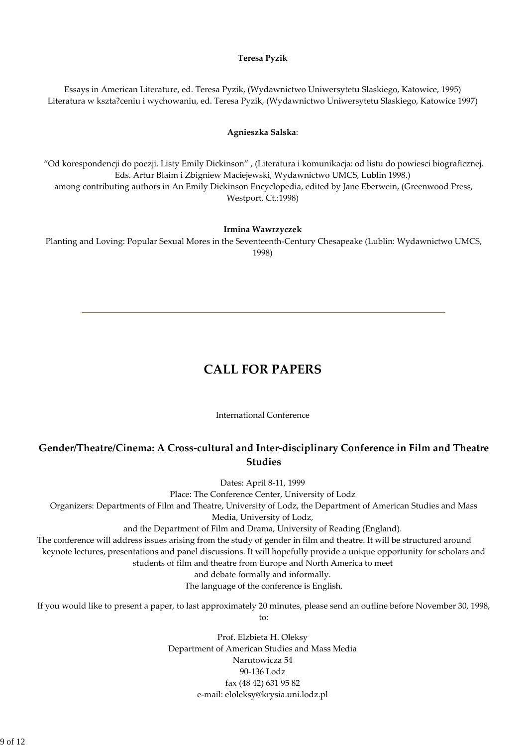**Teresa Pyzik**

Essays in American Literature, ed. Teresa Pyzik, (Wydawnictwo Uniwersytetu Slaskiego, Katowice, 1995)
Literatura w kszta?ceniu i wychowaniu, ed. Teresa Pyzik, (Wydawnictwo Uniwersytetu Slaskiego, Katowice 1997)

**Agnieszka Salska**:

"Od korespondencji do poezji. Listy Emily Dickinson" , (Literatura i komunikacja: od listu do powiesci biograficznej. Eds. Artur Blaim i Zbigniew Maciejewski, Wydawnictwo UMCS, Lublin 1998.)
among contributing authors in An Emily Dickinson Encyclopedia, edited by Jane Eberwein, (Greenwood Press, Westport, Ct.:1998)

**Irmina Wawrzyczek**

Planting and Loving: Popular Sexual Mores in the Seventeenth-Century Chesapeake (Lublin: Wydawnictwo UMCS, 1998)

---

# CALL FOR PAPERS

International Conference

### Gender/Theatre/Cinema: A Cross-cultural and Inter-disciplinary Conference in Film and Theatre Studies

Dates: April 8-11, 1999
Place: The Conference Center, University of Lodz
Organizers: Departments of Film and Theatre, University of Lodz, the Department of American Studies and Mass Media, University of Lodz,
and the Department of Film and Drama, University of Reading (England).
The conference will address issues arising from the study of gender in film and theatre. It will be structured around keynote lectures, presentations and panel discussions. It will hopefully provide a unique opportunity for scholars and students of film and theatre from Europe and North America to meet
and debate formally and informally.
The language of the conference is English.

If you would like to present a paper, to last approximately 20 minutes, please send an outline before November 30, 1998, to:

Prof. Elzbieta H. Oleksy
Department of American Studies and Mass Media
Narutowicza 54
90-136 Lodz
fax (48 42) 631 95 82
e-mail: eloleksy@krysia.uni.lodz.pl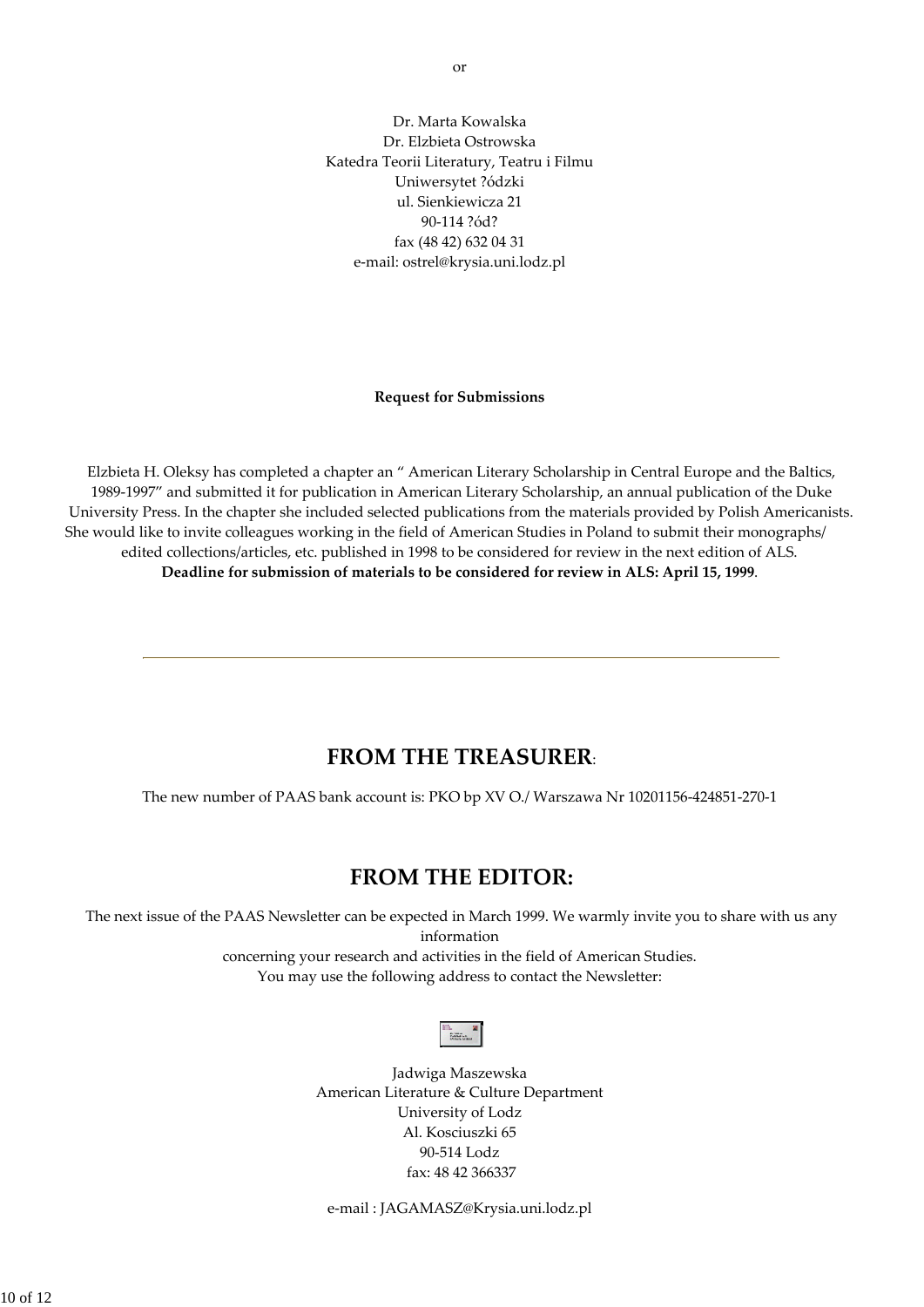or

Dr. Marta Kowalska
Dr. Elzbieta Ostrowska
Katedra Teorii Literatury, Teatru i Filmu
Uniwersytet ?ódzki
ul. Sienkiewicza 21
90-114 ?ód?
fax (48 42) 632 04 31
e-mail: ostrel@krysia.uni.lodz.pl

**Request for Submissions**

Elzbieta H. Oleksy has completed a chapter an " American Literary Scholarship in Central Europe and the Baltics, 1989-1997" and submitted it for publication in American Literary Scholarship, an annual publication of the Duke University Press. In the chapter she included selected publications from the materials provided by Polish Americanists. She would like to invite colleagues working in the field of American Studies in Poland to submit their monographs/ edited collections/articles, etc. published in 1998 to be considered for review in the next edition of ALS. **Deadline for submission of materials to be considered for review in ALS: April 15, 1999**.

---

## FROM THE TREASURER:

The new number of PAAS bank account is: PKO bp XV O./ Warszawa Nr 10201156-424851-270-1

## FROM THE EDITOR:

The next issue of the PAAS Newsletter can be expected in March 1999. We warmly invite you to share with us any information concerning your research and activities in the field of American Studies.
You may use the following address to contact the Newsletter:

Jadwiga Maszewska
American Literature & Culture Department
University of Lodz
Al. Kosciuszki 65
90-514 Lodz
fax: 48 42 366337

e-mail : JAGAMASZ@Krysia.uni.lodz.pl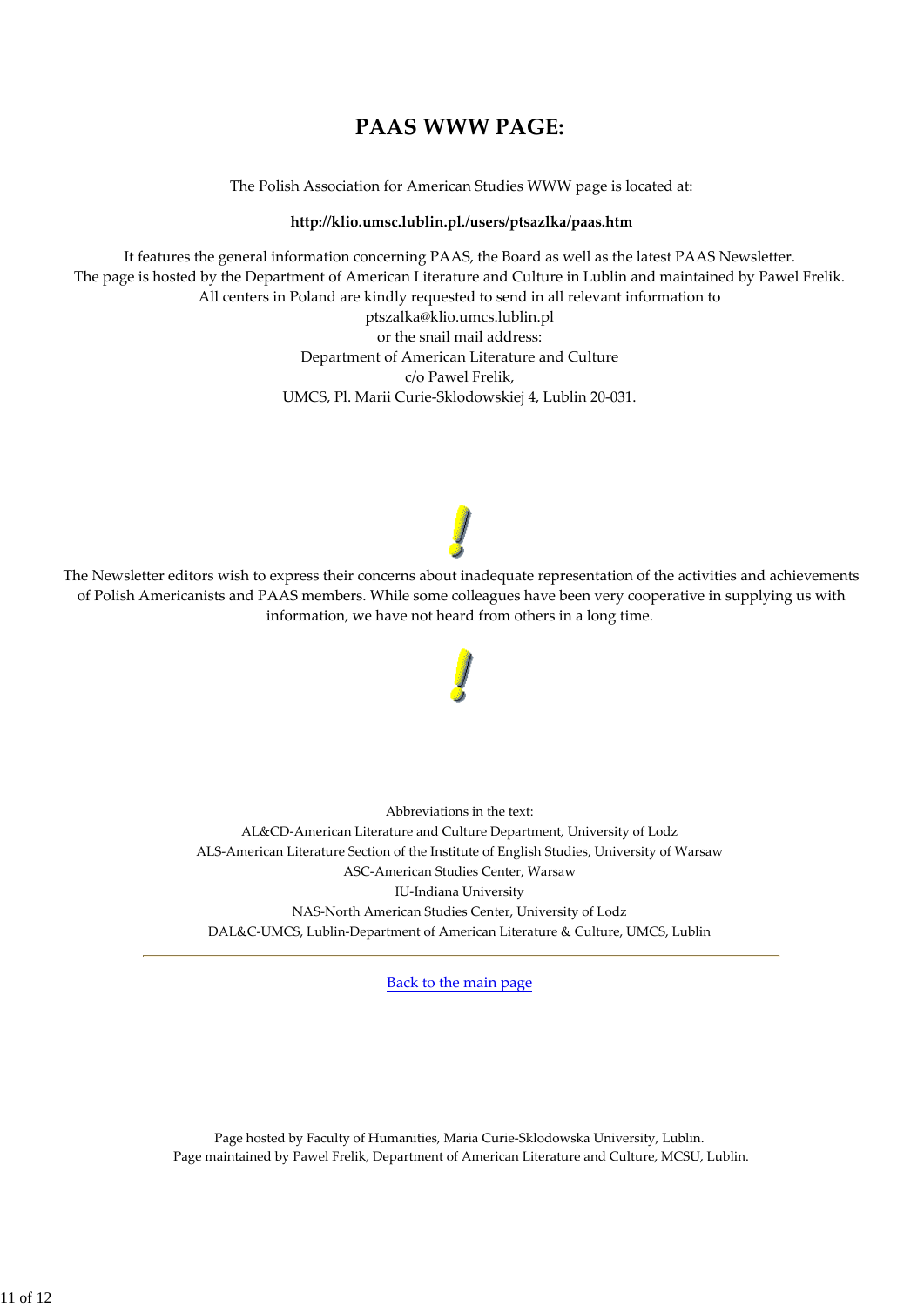# PAAS WWW PAGE:

The Polish Association for American Studies WWW page is located at:

**http://klio.umsc.lublin.pl./users/ptsazlka/paas.htm**

It features the general information concerning PAAS, the Board as well as the latest PAAS Newsletter.
The page is hosted by the Department of American Literature and Culture in Lublin and maintained by Pawel Frelik.
All centers in Poland are kindly requested to send in all relevant information to
ptszalka@klio.umcs.lublin.pl
or the snail mail address:
Department of American Literature and Culture
c/o Pawel Frelik,
UMCS, Pl. Marii Curie-Sklodowskiej 4, Lublin 20-031.

The Newsletter editors wish to express their concerns about inadequate representation of the activities and achievements of Polish Americanists and PAAS members. While some colleagues have been very cooperative in supplying us with information, we have not heard from others in a long time.

Abbreviations in the text:
AL&CD-American Literature and Culture Department, University of Lodz
ALS-American Literature Section of the Institute of English Studies, University of Warsaw
ASC-American Studies Center, Warsaw
IU-Indiana University
NAS-North American Studies Center, University of Lodz
DAL&C-UMCS, Lublin-Department of American Literature & Culture, UMCS, Lublin

---

Back to the main page

Page hosted by Faculty of Humanities, Maria Curie-Sklodowska University, Lublin.
Page maintained by Pawel Frelik, Department of American Literature and Culture, MCSU, Lublin.